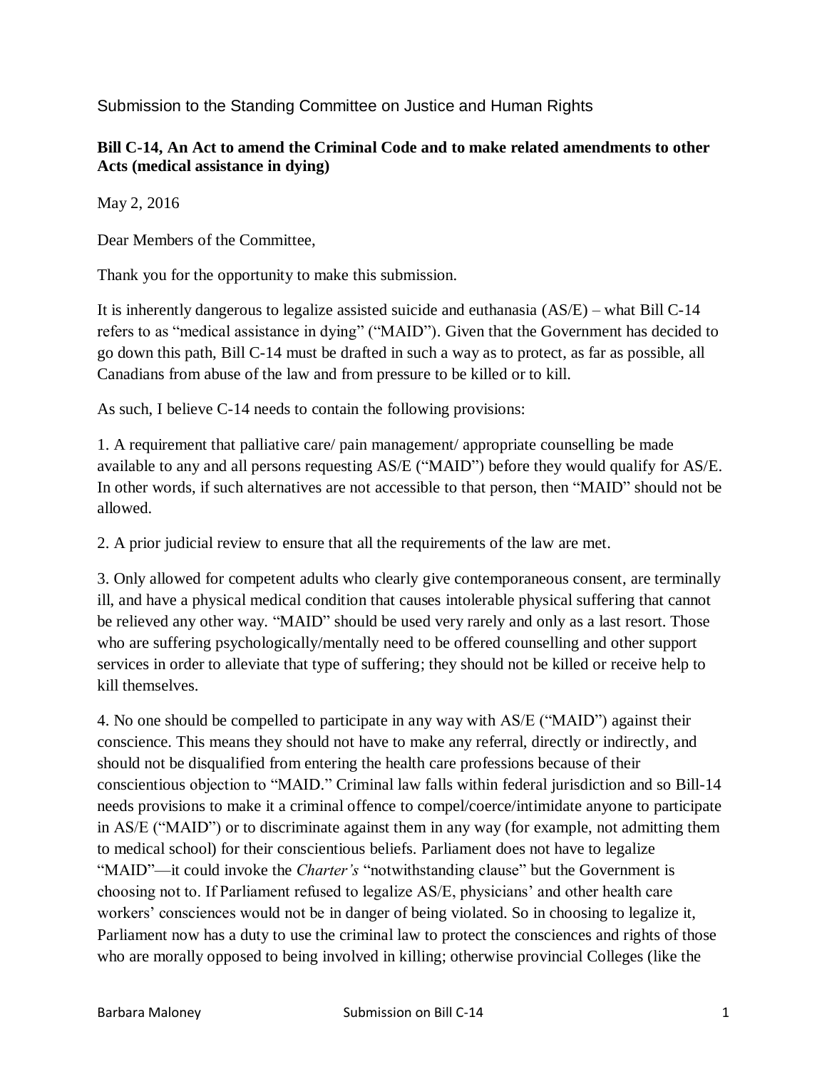Submission to the Standing Committee on Justice and Human Rights

**Bill C-14, An Act to amend the Criminal Code and to make related amendments to other Acts (medical assistance in dying)**

May 2, 2016

Dear Members of the Committee,

Thank you for the opportunity to make this submission.

It is inherently dangerous to legalize assisted suicide and euthanasia (AS/E) – what Bill C-14 refers to as "medical assistance in dying" ("MAID"). Given that the Government has decided to go down this path, Bill C-14 must be drafted in such a way as to protect, as far as possible, all Canadians from abuse of the law and from pressure to be killed or to kill.

As such, I believe C-14 needs to contain the following provisions:

1. A requirement that palliative care/ pain management/ appropriate counselling be made available to any and all persons requesting AS/E ("MAID") before they would qualify for AS/E. In other words, if such alternatives are not accessible to that person, then "MAID" should not be allowed.

2. A prior judicial review to ensure that all the requirements of the law are met.

3. Only allowed for competent adults who clearly give contemporaneous consent, are terminally ill, and have a physical medical condition that causes intolerable physical suffering that cannot be relieved any other way. "MAID" should be used very rarely and only as a last resort. Those who are suffering psychologically/mentally need to be offered counselling and other support services in order to alleviate that type of suffering; they should not be killed or receive help to kill themselves.

4. No one should be compelled to participate in any way with AS/E ("MAID") against their conscience. This means they should not have to make any referral, directly or indirectly, and should not be disqualified from entering the health care professions because of their conscientious objection to "MAID." Criminal law falls within federal jurisdiction and so Bill-14 needs provisions to make it a criminal offence to compel/coerce/intimidate anyone to participate in AS/E ("MAID") or to discriminate against them in any way (for example, not admitting them to medical school) for their conscientious beliefs. Parliament does not have to legalize "MAID"—it could invoke the *Charter's* "notwithstanding clause" but the Government is choosing not to. If Parliament refused to legalize AS/E, physicians' and other health care workers' consciences would not be in danger of being violated. So in choosing to legalize it, Parliament now has a duty to use the criminal law to protect the consciences and rights of those who are morally opposed to being involved in killing; otherwise provincial Colleges (like the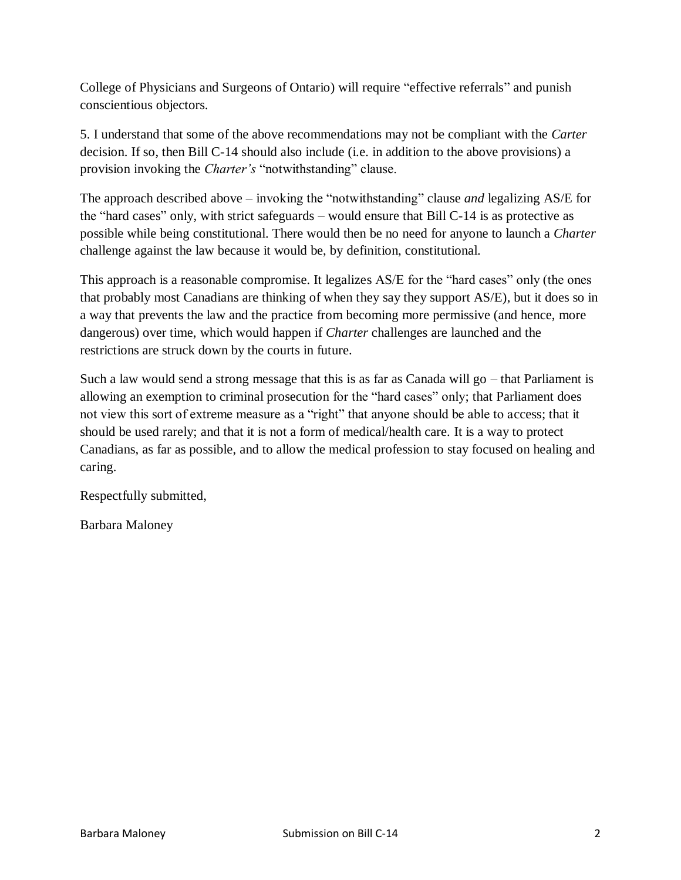College of Physicians and Surgeons of Ontario) will require "effective referrals" and punish conscientious objectors.

5. I understand that some of the above recommendations may not be compliant with the *Carter* decision. If so, then Bill C-14 should also include (i.e. in addition to the above provisions) a provision invoking the *Charter's* "notwithstanding" clause.

The approach described above – invoking the "notwithstanding" clause *and* legalizing AS/E for the "hard cases" only, with strict safeguards – would ensure that Bill C-14 is as protective as possible while being constitutional. There would then be no need for anyone to launch a *Charter* challenge against the law because it would be, by definition, constitutional.

This approach is a reasonable compromise. It legalizes AS/E for the "hard cases" only (the ones that probably most Canadians are thinking of when they say they support AS/E), but it does so in a way that prevents the law and the practice from becoming more permissive (and hence, more dangerous) over time, which would happen if *Charter* challenges are launched and the restrictions are struck down by the courts in future.

Such a law would send a strong message that this is as far as Canada will go – that Parliament is allowing an exemption to criminal prosecution for the "hard cases" only; that Parliament does not view this sort of extreme measure as a "right" that anyone should be able to access; that it should be used rarely; and that it is not a form of medical/health care. It is a way to protect Canadians, as far as possible, and to allow the medical profession to stay focused on healing and caring.

Respectfully submitted,

Barbara Maloney